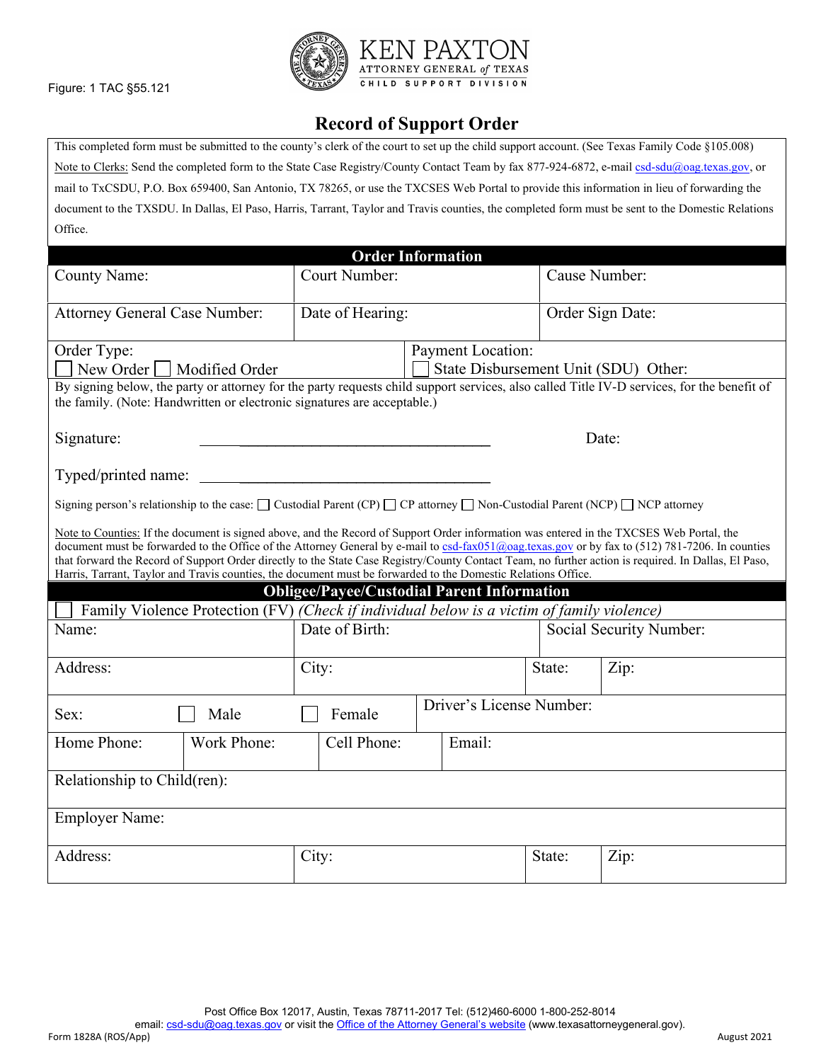Figure: 1 TAC §55.121

KEN PAXTON
ATTORNEY GENERAL *of* TEXAS
CHILD SUPPORT DIVISION

# Record of Support Order

This completed form must be submitted to the county's clerk of the court to set up the child support account. (See Texas Family Code §105.008)

Note to Clerks: Send the completed form to the State Case Registry/County Contact Team by fax 877-924-6872, e-mail csd-sdu@oag.texas.gov, or mail to TxCSDU, P.O. Box 659400, San Antonio, TX 78265, or use the TXCSES Web Portal to provide this information in lieu of forwarding the document to the TXSDU. In Dallas, El Paso, Harris, Tarrant, Taylor and Travis counties, the completed form must be sent to the Domestic Relations Office.

## Order Information

| County Name: | Court Number: | Cause Number: |
|---|---|---|
| Attorney General Case Number: | Date of Hearing: | Order Sign Date: |

Order Type: ☐ New Order ☐ Modified Order

Payment Location: ☐ State Disbursement Unit (SDU) Other:

By signing below, the party or attorney for the party requests child support services, also called Title IV-D services, for the benefit of the family. (Note: Handwritten or electronic signatures are acceptable.)

Signature: ________________________________ Date:

Typed/printed name: ________________________________

Signing person's relationship to the case: ☐ Custodial Parent (CP) ☐ CP attorney ☐ Non-Custodial Parent (NCP) ☐ NCP attorney

Note to Counties: If the document is signed above, and the Record of Support Order information was entered in the TXCSES Web Portal, the document must be forwarded to the Office of the Attorney General by e-mail to csd-fax051@oag.texas.gov or by fax to (512) 781-7206. In counties that forward the Record of Support Order directly to the State Case Registry/County Contact Team, no further action is required. In Dallas, El Paso, Harris, Tarrant, Taylor and Travis counties, the document must be forwarded to the Domestic Relations Office.

## Obligee/Payee/Custodial Parent Information

☐ Family Violence Protection (FV) *(Check if individual below is a victim of family violence)*

| Name: | Date of Birth: | Social Security Number: | |
|---|---|---|---|
| Address: | City: | State: | Zip: |

Sex: ☐ Male ☐ Female | Driver's License Number:

| Home Phone: | Work Phone: | Cell Phone: | Email: |
|---|---|---|---|

Relationship to Child(ren):

Employer Name:

| Address: | City: | State: | Zip: |
|---|---|---|---|

Post Office Box 12017, Austin, Texas 78711-2017 Tel: (512)460-6000 1-800-252-8014
email: csd-sdu@oag.texas.gov or visit the Office of the Attorney General's website (www.texasattorneygeneral.gov).

Form 1828A (ROS/App) August 2021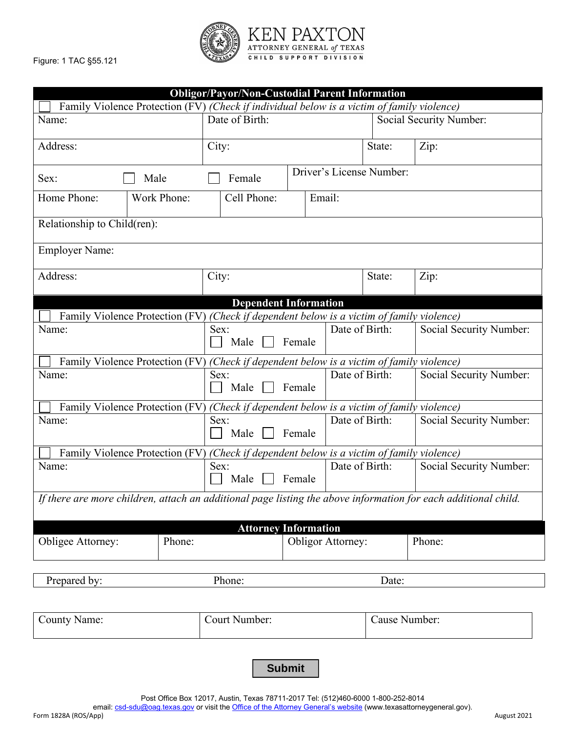Figure: 1 TAC §55.121

KEN PAXTON
ATTORNEY GENERAL *of* TEXAS
CHILD SUPPORT DIVISION

## Obligor/Payor/Non-Custodial Parent Information

☐ Family Violence Protection (FV) *(Check if individual below is a victim of family violence)*

| | | | |
|---|---|---|---|
| Name: | Date of Birth: | Social Security Number: | |
| Address: | City: | State: | Zip: |
| Sex: ☐ Male ☐ Female | Driver's License Number: | | |

| | | | |
|---|---|---|---|
| Home Phone: | Work Phone: | Cell Phone: | Email: |

Relationship to Child(ren):

Employer Name:

| | | | |
|---|---|---|---|
| Address: | City: | State: | Zip: |

## Dependent Information

☐ Family Violence Protection (FV) *(Check if dependent below is a victim of family violence)*

| | | | |
|---|---|---|---|
| Name: | Sex: ☐ Male ☐ Female | Date of Birth: | Social Security Number: |

☐ Family Violence Protection (FV) *(Check if dependent below is a victim of family violence)*

| | | | |
|---|---|---|---|
| Name: | Sex: ☐ Male ☐ Female | Date of Birth: | Social Security Number: |

☐ Family Violence Protection (FV) *(Check if dependent below is a victim of family violence)*

| | | | |
|---|---|---|---|
| Name: | Sex: ☐ Male ☐ Female | Date of Birth: | Social Security Number: |

☐ Family Violence Protection (FV) *(Check if dependent below is a victim of family violence)*

| | | | |
|---|---|---|---|
| Name: | Sex: ☐ Male ☐ Female | Date of Birth: | Social Security Number: |

*If there are more children, attach an additional page listing the above information for each additional child.*

## Attorney Information

| | | | |
|---|---|---|---|
| Obligee Attorney: | Phone: | Obligor Attorney: | Phone: |

| | | |
|---|---|---|
| Prepared by: | Phone: | Date: |

| | | |
|---|---|---|
| County Name: | Court Number: | Cause Number: |

**Submit**

Post Office Box 12017, Austin, Texas 78711-2017 Tel: (512)460-6000 1-800-252-8014
email: csd-sdu@oag.texas.gov or visit the Office of the Attorney General's website (www.texasattorneygeneral.gov).

Form 1828A (ROS/App) August 2021